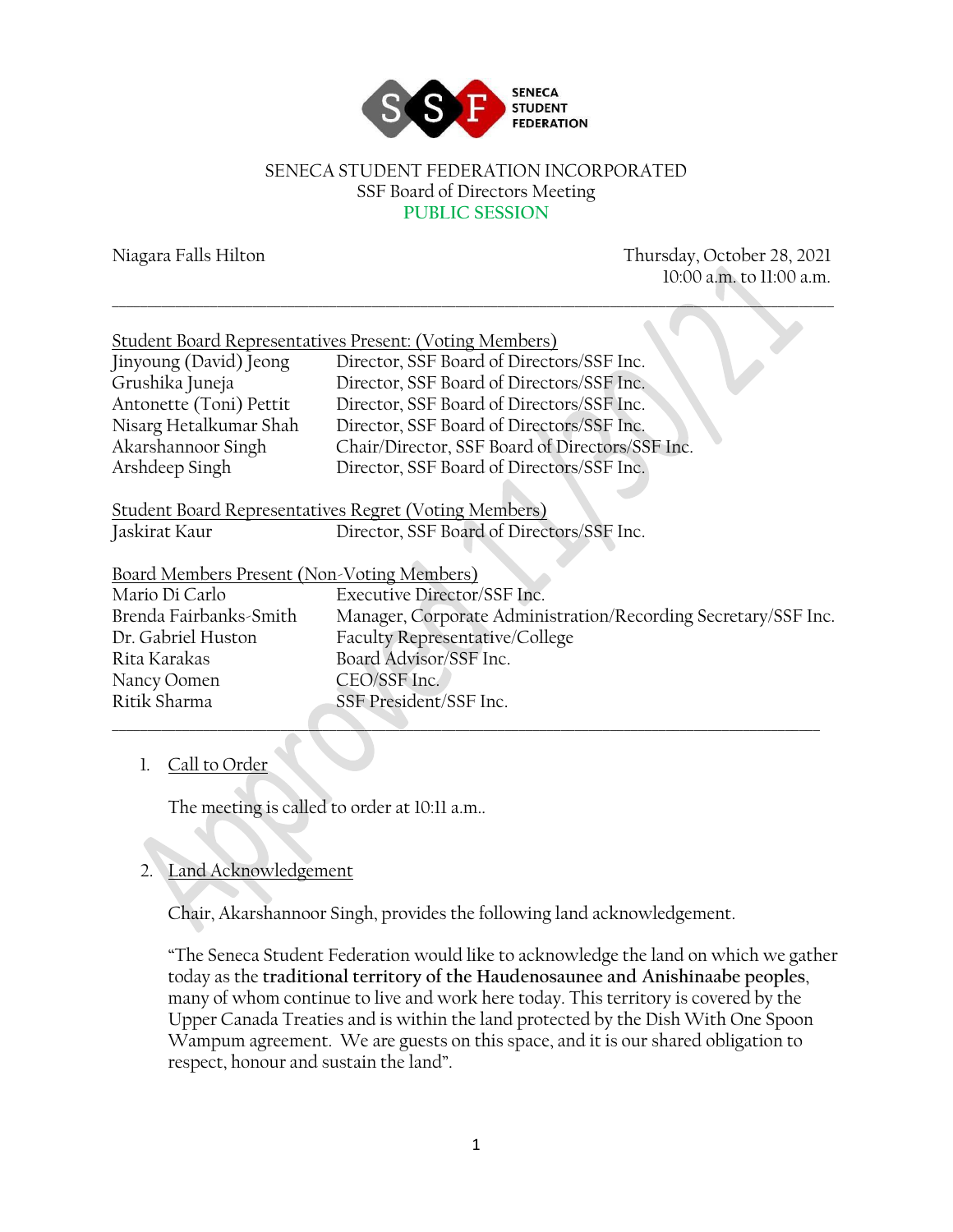SENECA STUDENT FEDERATION INCORPORATED
SSF Board of Directors Meeting
PUBLIC SESSION

Niagara Falls Hilton

Thursday, October 28, 2021
10:00 a.m. to 11:00 a.m.

---

Student Board Representatives Present: (Voting Members)

| | |
|---|---|
| Jinyoung (David) Jeong | Director, SSF Board of Directors/SSF Inc. |
| Grushika Juneja | Director, SSF Board of Directors/SSF Inc. |
| Antonette (Toni) Pettit | Director, SSF Board of Directors/SSF Inc. |
| Nisarg Hetalkumar Shah | Director, SSF Board of Directors/SSF Inc. |
| Akarshannoor Singh | Chair/Director, SSF Board of Directors/SSF Inc. |
| Arshdeep Singh | Director, SSF Board of Directors/SSF Inc. |

Student Board Representatives Regret (Voting Members)

| | |
|---|---|
| Jaskirat Kaur | Director, SSF Board of Directors/SSF Inc. |

Board Members Present (Non-Voting Members)

| | |
|---|---|
| Mario Di Carlo | Executive Director/SSF Inc. |
| Brenda Fairbanks-Smith | Manager, Corporate Administration/Recording Secretary/SSF Inc. |
| Dr. Gabriel Huston | Faculty Representative/College |
| Rita Karakas | Board Advisor/SSF Inc. |
| Nancy Oomen | CEO/SSF Inc. |
| Ritik Sharma | SSF President/SSF Inc. |

---

1. Call to Order

   The meeting is called to order at 10:11 a.m..

2. Land Acknowledgement

   Chair, Akarshannoor Singh, provides the following land acknowledgement.

   "The Seneca Student Federation would like to acknowledge the land on which we gather today as the **traditional territory of the Haudenosaunee and Anishinaabe peoples**, many of whom continue to live and work here today. This territory is covered by the Upper Canada Treaties and is within the land protected by the Dish With One Spoon Wampum agreement. We are guests on this space, and it is our shared obligation to respect, honour and sustain the land".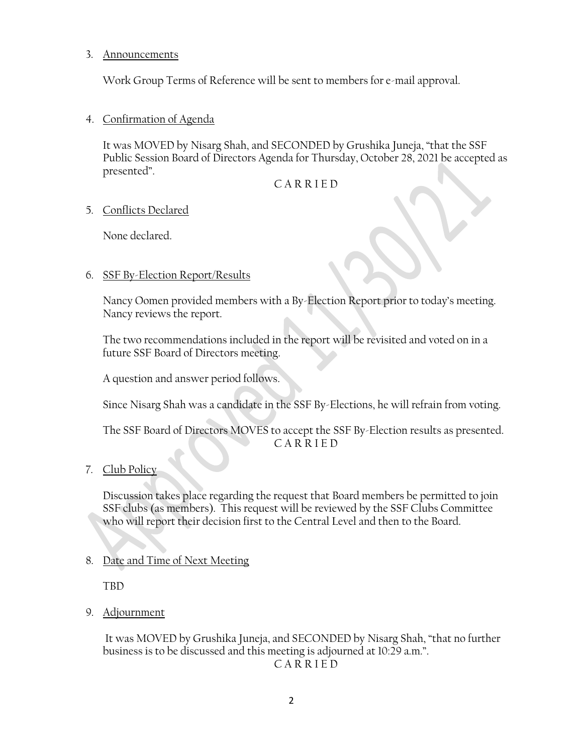3. Announcements

   Work Group Terms of Reference will be sent to members for e-mail approval.

4. Confirmation of Agenda

   It was MOVED by Nisarg Shah, and SECONDED by Grushika Juneja, "that the SSF Public Session Board of Directors Agenda for Thursday, October 28, 2021 be accepted as presented".

   C A R R I E D

5. Conflicts Declared

   None declared.

6. SSF By-Election Report/Results

   Nancy Oomen provided members with a By-Election Report prior to today's meeting. Nancy reviews the report.

   The two recommendations included in the report will be revisited and voted on in a future SSF Board of Directors meeting.

   A question and answer period follows.

   Since Nisarg Shah was a candidate in the SSF By-Elections, he will refrain from voting.

   The SSF Board of Directors MOVES to accept the SSF By-Election results as presented.

   C A R R I E D

7. Club Policy

   Discussion takes place regarding the request that Board members be permitted to join SSF clubs (as members). This request will be reviewed by the SSF Clubs Committee who will report their decision first to the Central Level and then to the Board.

8. Date and Time of Next Meeting

   TBD

9. Adjournment

   It was MOVED by Grushika Juneja, and SECONDED by Nisarg Shah, "that no further business is to be discussed and this meeting is adjourned at 10:29 a.m.".

   C A R R I E D

Approved 11/30/21